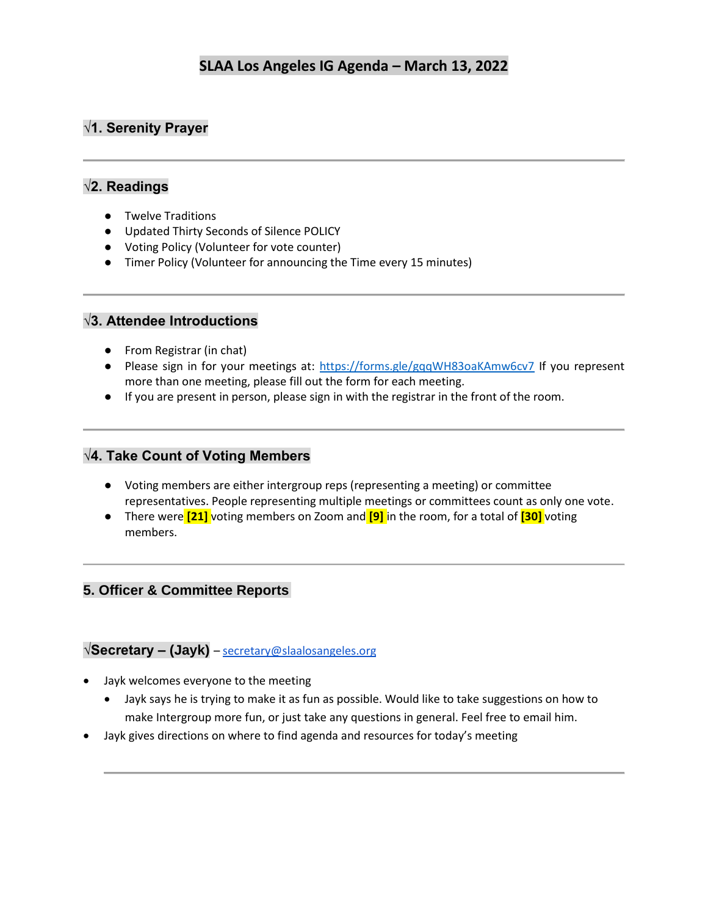# SLAA Los Angeles IG Agenda – March 13, 2022

## √1. Serenity Prayer

---

## √2. Readings

- Twelve Traditions
- Updated Thirty Seconds of Silence POLICY
- Voting Policy (Volunteer for vote counter)
- Timer Policy (Volunteer for announcing the Time every 15 minutes)

---

## √3. Attendee Introductions

- From Registrar (in chat)
- Please sign in for your meetings at: https://forms.gle/gqqWH83oaKAmw6cv7 If you represent more than one meeting, please fill out the form for each meeting.
- If you are present in person, please sign in with the registrar in the front of the room.

---

## √4. Take Count of Voting Members

- Voting members are either intergroup reps (representing a meeting) or committee representatives. People representing multiple meetings or committees count as only one vote.
- There were **[21]** voting members on Zoom and **[9]** in the room, for a total of **[30]** voting members.

---

## 5. Officer & Committee Reports

### √Secretary – (Jayk) – secretary@slaalosangeles.org

- Jayk welcomes everyone to the meeting
  - Jayk says he is trying to make it as fun as possible. Would like to take suggestions on how to make Intergroup more fun, or just take any questions in general. Feel free to email him.
- Jayk gives directions on where to find agenda and resources for today's meeting

---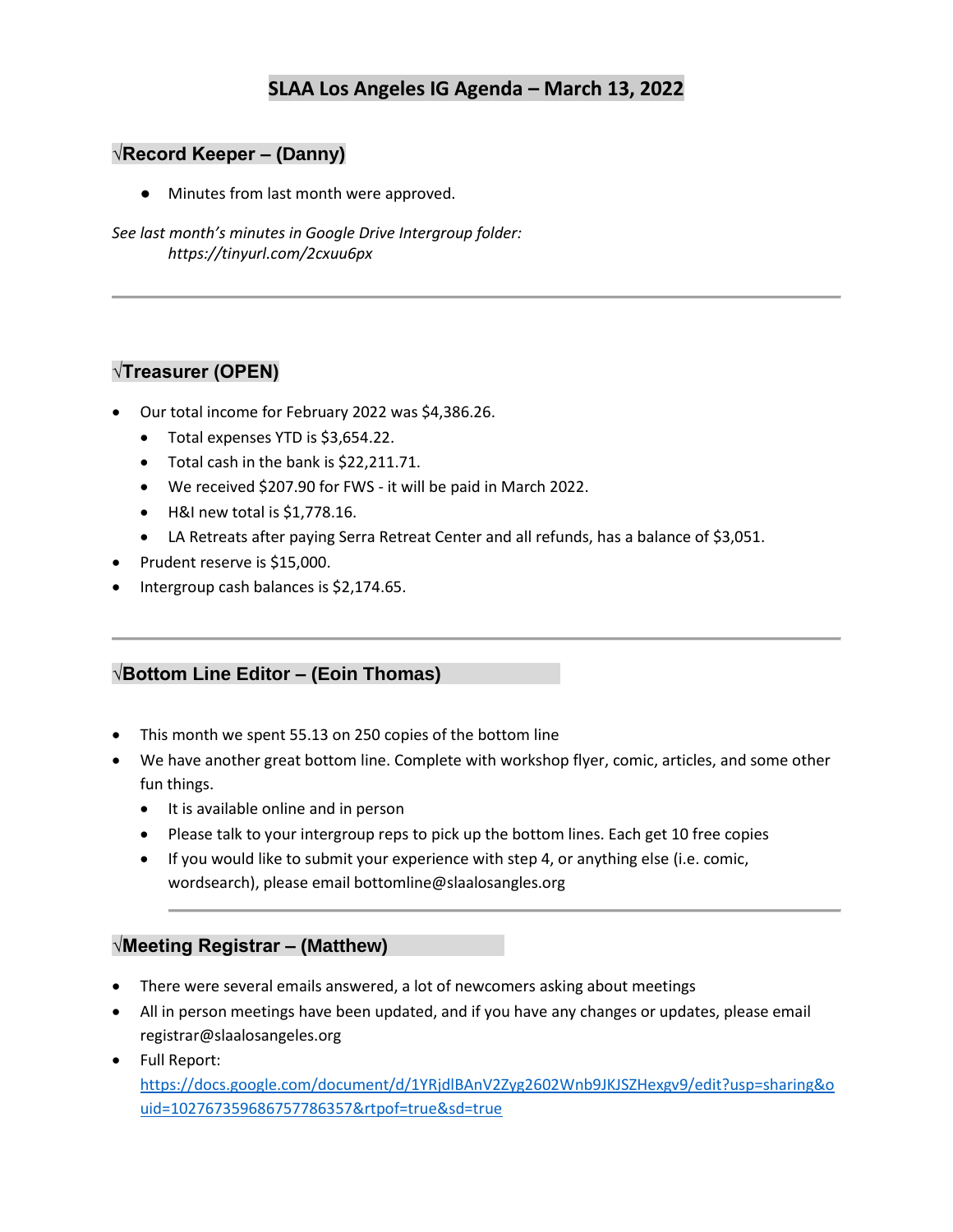# SLAA Los Angeles IG Agenda – March 13, 2022

## √Record Keeper – (Danny)

- Minutes from last month were approved.

*See last month's minutes in Google Drive Intergroup folder:*
*https://tinyurl.com/2cxuu6px*

---

## √Treasurer (OPEN)

- Our total income for February 2022 was $4,386.26.
  - Total expenses YTD is $3,654.22.
  - Total cash in the bank is $22,211.71.
  - We received $207.90 for FWS - it will be paid in March 2022.
  - H&I new total is $1,778.16.
  - LA Retreats after paying Serra Retreat Center and all refunds, has a balance of $3,051.
- Prudent reserve is $15,000.
- Intergroup cash balances is $2,174.65.

---

## √Bottom Line Editor – (Eoin Thomas)

- This month we spent 55.13 on 250 copies of the bottom line
- We have another great bottom line. Complete with workshop flyer, comic, articles, and some other fun things.
  - It is available online and in person
  - Please talk to your intergroup reps to pick up the bottom lines. Each get 10 free copies
  - If you would like to submit your experience with step 4, or anything else (i.e. comic, wordsearch), please email bottomline@slaalosangles.org

---

## √Meeting Registrar – (Matthew)

- There were several emails answered, a lot of newcomers asking about meetings
- All in person meetings have been updated, and if you have any changes or updates, please email registrar@slaalosangeles.org
- Full Report: https://docs.google.com/document/d/1YRjdlBAnV2Zyg2602Wnb9JKJSZHexgv9/edit?usp=sharing&ouid=102767359686757786357&rtpof=true&sd=true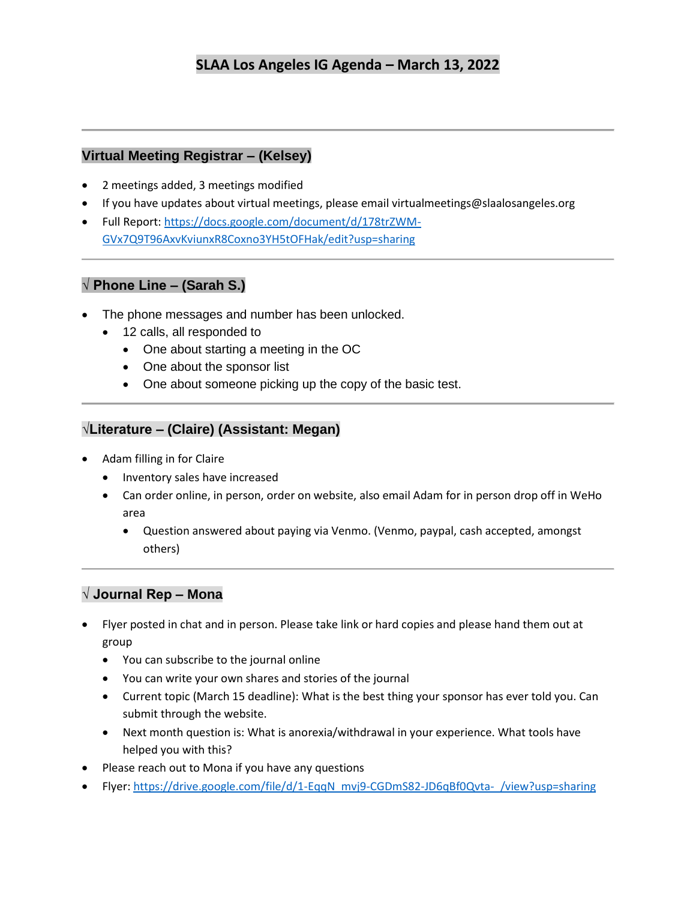# SLAA Los Angeles IG Agenda – March 13, 2022

---

## Virtual Meeting Registrar – (Kelsey)

- 2 meetings added, 3 meetings modified
- If you have updates about virtual meetings, please email virtualmeetings@slaalosangeles.org
- Full Report: [https://docs.google.com/document/d/178trZWM-GVx7Q9T96AxvKviunxR8Coxno3YH5tOFHak/edit?usp=sharing](https://docs.google.com/document/d/178trZWM-GVx7Q9T96AxvKviunxR8Coxno3YH5tOFHak/edit?usp=sharing)

---

## √ Phone Line – (Sarah S.)

- The phone messages and number has been unlocked.
  - 12 calls, all responded to
    - One about starting a meeting in the OC
    - One about the sponsor list
    - One about someone picking up the copy of the basic test.

---

## √Literature – (Claire) (Assistant: Megan)

- Adam filling in for Claire
  - Inventory sales have increased
  - Can order online, in person, order on website, also email Adam for in person drop off in WeHo area
    - Question answered about paying via Venmo. (Venmo, paypal, cash accepted, amongst others)

---

## √ Journal Rep – Mona

- Flyer posted in chat and in person. Please take link or hard copies and please hand them out at group
  - You can subscribe to the journal online
  - You can write your own shares and stories of the journal
  - Current topic (March 15 deadline): What is the best thing your sponsor has ever told you. Can submit through the website.
  - Next month question is: What is anorexia/withdrawal in your experience. What tools have helped you with this?
- Please reach out to Mona if you have any questions
- Flyer: [https://drive.google.com/file/d/1-EqqN_mvj9-CGDmS82-JD6qBf0Qvta-_/view?usp=sharing](https://drive.google.com/file/d/1-EqqN_mvj9-CGDmS82-JD6qBf0Qvta-_/view?usp=sharing)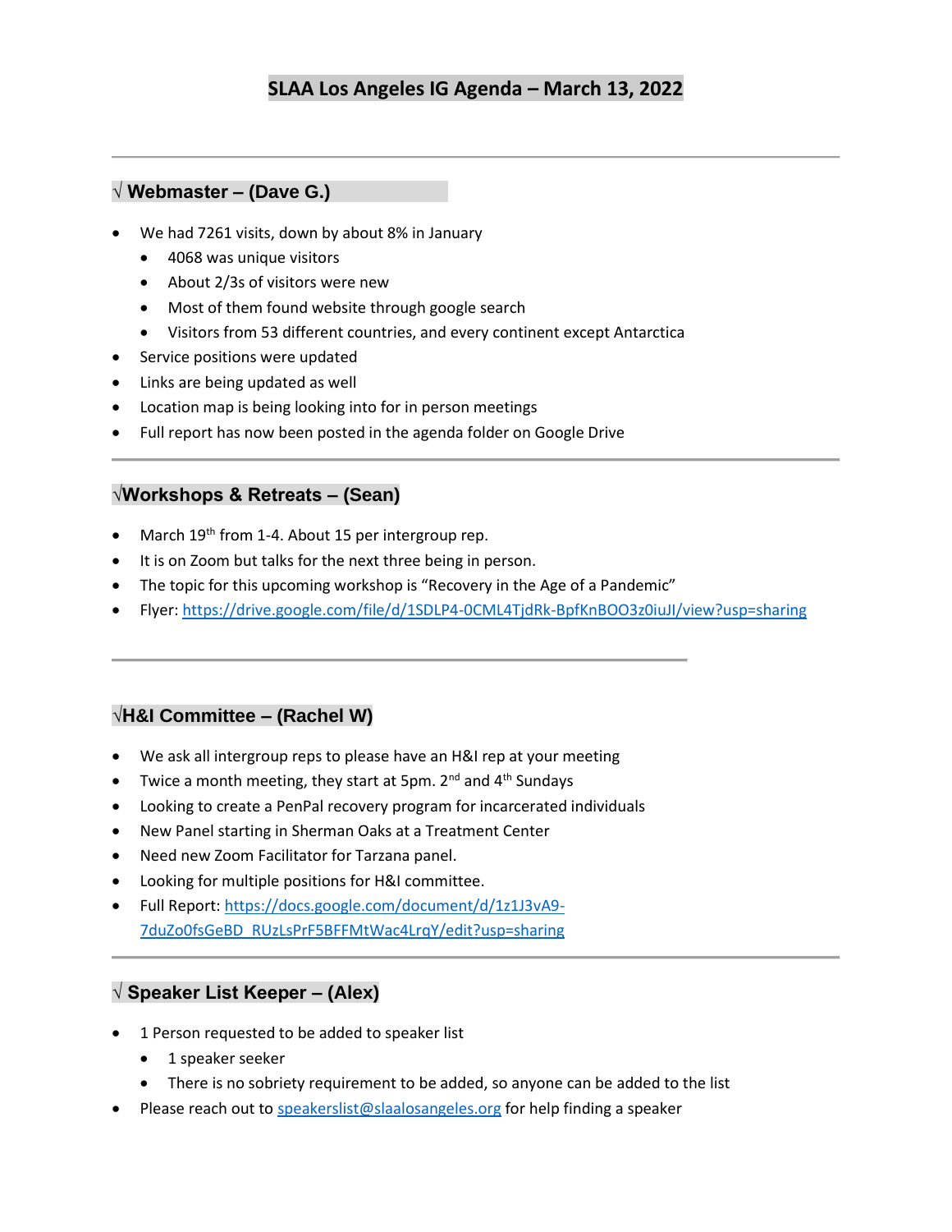# SLAA Los Angeles IG Agenda – March 13, 2022

---

## √ Webmaster – (Dave G.)

- We had 7261 visits, down by about 8% in January
  - 4068 was unique visitors
  - About 2/3s of visitors were new
  - Most of them found website through google search
  - Visitors from 53 different countries, and every continent except Antarctica
- Service positions were updated
- Links are being updated as well
- Location map is being looking into for in person meetings
- Full report has now been posted in the agenda folder on Google Drive

---

## √Workshops & Retreats – (Sean)

- March 19th from 1-4. About 15 per intergroup rep.
- It is on Zoom but talks for the next three being in person.
- The topic for this upcoming workshop is “Recovery in the Age of a Pandemic”
- Flyer: https://drive.google.com/file/d/1SDLP4-0CML4TjdRk-BpfKnBOO3z0iuJI/view?usp=sharing

---

## √H&I Committee – (Rachel W)

- We ask all intergroup reps to please have an H&I rep at your meeting
- Twice a month meeting, they start at 5pm. 2nd and 4th Sundays
- Looking to create a PenPal recovery program for incarcerated individuals
- New Panel starting in Sherman Oaks at a Treatment Center
- Need new Zoom Facilitator for Tarzana panel.
- Looking for multiple positions for H&I committee.
- Full Report: https://docs.google.com/document/d/1z1J3vA9-7duZo0fsGeBD_RUzLsPrF5BFFMtWac4LrqY/edit?usp=sharing

---

## √ Speaker List Keeper – (Alex)

- 1 Person requested to be added to speaker list
  - 1 speaker seeker
  - There is no sobriety requirement to be added, so anyone can be added to the list
- Please reach out to speakerslist@slaalosangeles.org for help finding a speaker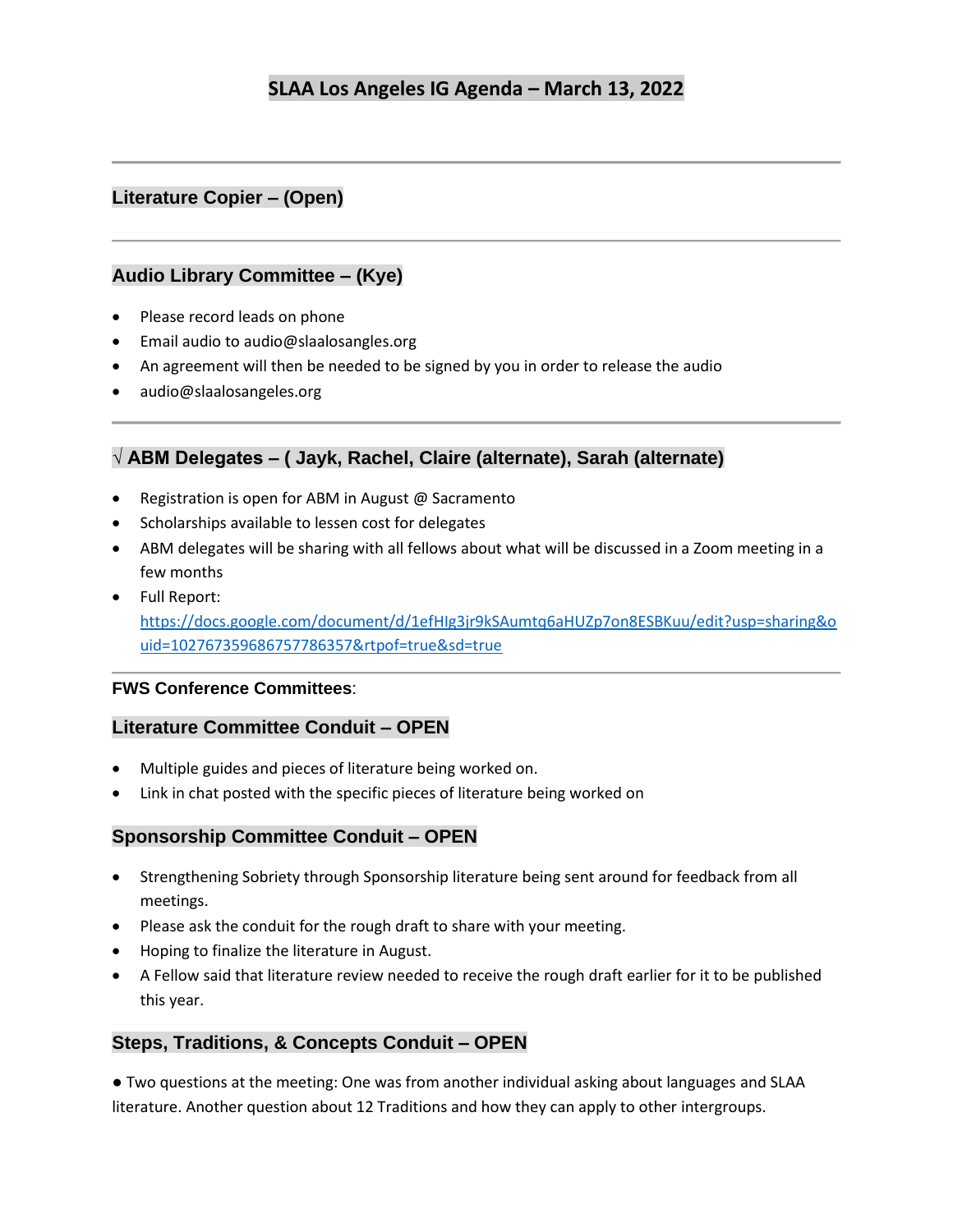# SLAA Los Angeles IG Agenda – March 13, 2022

---

## Literature Copier – (Open)

---

## Audio Library Committee – (Kye)

- Please record leads on phone
- Email audio to audio@slaalosangles.org
- An agreement will then be needed to be signed by you in order to release the audio
- audio@slaalosangeles.org

---

## √ ABM Delegates – ( Jayk, Rachel, Claire (alternate), Sarah (alternate)

- Registration is open for ABM in August @ Sacramento
- Scholarships available to lessen cost for delegates
- ABM delegates will be sharing with all fellows about what will be discussed in a Zoom meeting in a few months
- Full Report: https://docs.google.com/document/d/1efHlg3jr9kSAumtq6aHUZp7on8ESBKuu/edit?usp=sharing&ouid=102767359686757786357&rtpof=true&sd=true

---

**FWS Conference Committees**:

## Literature Committee Conduit – OPEN

- Multiple guides and pieces of literature being worked on.
- Link in chat posted with the specific pieces of literature being worked on

## Sponsorship Committee Conduit – OPEN

- Strengthening Sobriety through Sponsorship literature being sent around for feedback from all meetings.
- Please ask the conduit for the rough draft to share with your meeting.
- Hoping to finalize the literature in August.
- A Fellow said that literature review needed to receive the rough draft earlier for it to be published this year.

## Steps, Traditions, & Concepts Conduit – OPEN

● Two questions at the meeting: One was from another individual asking about languages and SLAA literature. Another question about 12 Traditions and how they can apply to other intergroups.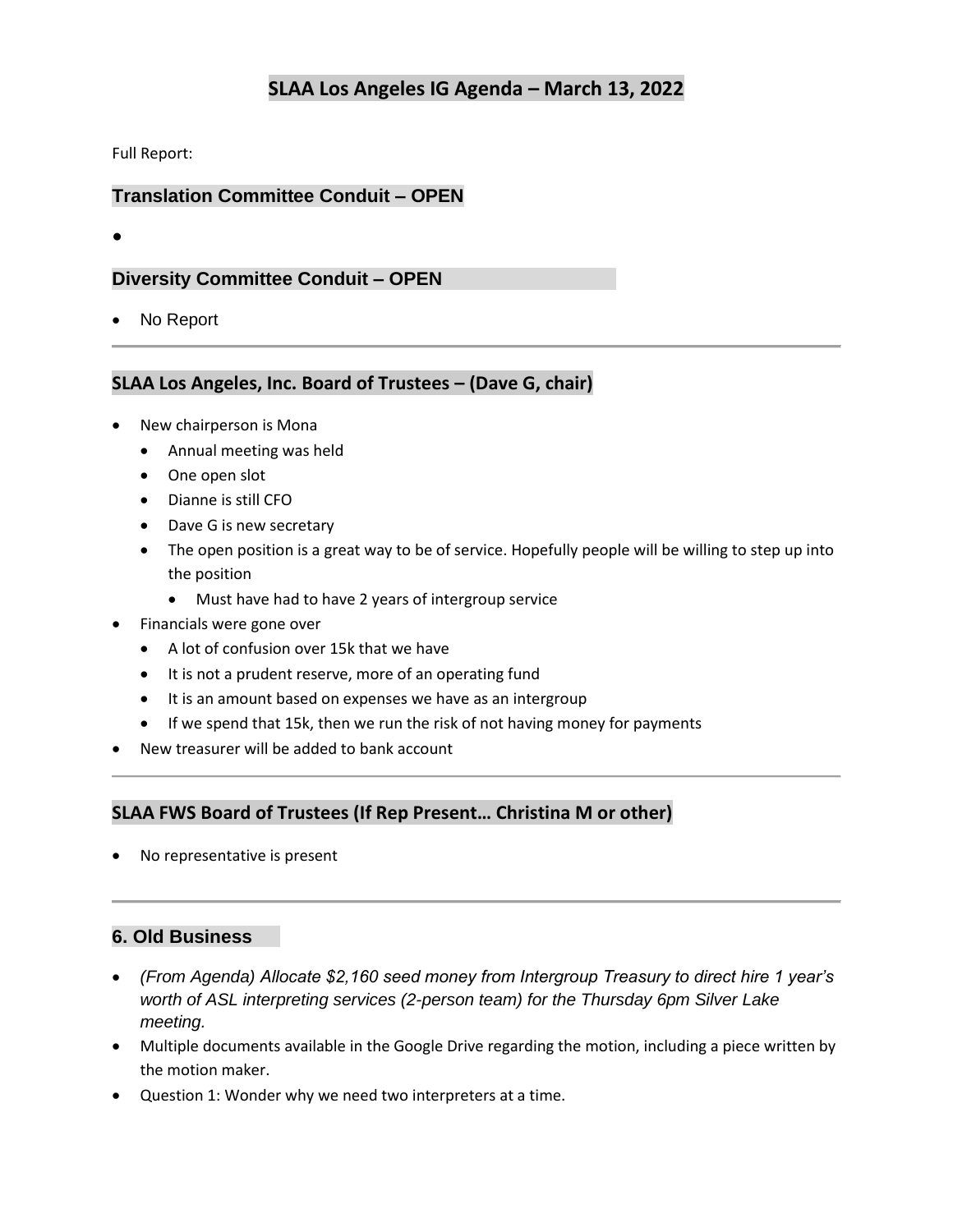# SLAA Los Angeles IG Agenda – March 13, 2022

Full Report:

## Translation Committee Conduit – OPEN

- 

## Diversity Committee Conduit – OPEN

- No Report

---

## SLAA Los Angeles, Inc. Board of Trustees – (Dave G, chair)

- New chairperson is Mona
  - Annual meeting was held
  - One open slot
  - Dianne is still CFO
  - Dave G is new secretary
  - The open position is a great way to be of service. Hopefully people will be willing to step up into the position
    - Must have had to have 2 years of intergroup service
- Financials were gone over
  - A lot of confusion over 15k that we have
  - It is not a prudent reserve, more of an operating fund
  - It is an amount based on expenses we have as an intergroup
  - If we spend that 15k, then we run the risk of not having money for payments
- New treasurer will be added to bank account

---

## SLAA FWS Board of Trustees (If Rep Present… Christina M or other)

- No representative is present

---

## 6. Old Business

- *(From Agenda) Allocate $2,160 seed money from Intergroup Treasury to direct hire 1 year's worth of ASL interpreting services (2-person team) for the Thursday 6pm Silver Lake meeting.*
- Multiple documents available in the Google Drive regarding the motion, including a piece written by the motion maker.
- Question 1: Wonder why we need two interpreters at a time.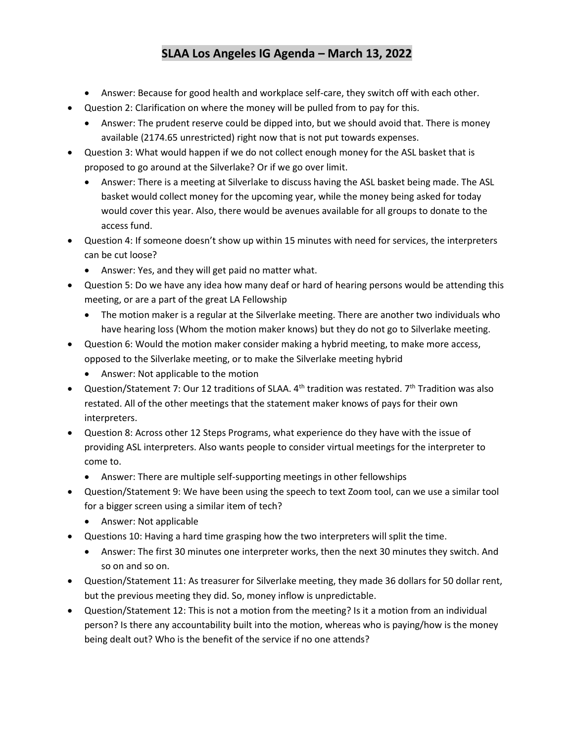# SLAA Los Angeles IG Agenda – March 13, 2022

- Answer: Because for good health and workplace self-care, they switch off with each other.
- Question 2: Clarification on where the money will be pulled from to pay for this.
  - Answer: The prudent reserve could be dipped into, but we should avoid that. There is money available (2174.65 unrestricted) right now that is not put towards expenses.
- Question 3: What would happen if we do not collect enough money for the ASL basket that is proposed to go around at the Silverlake? Or if we go over limit.
  - Answer: There is a meeting at Silverlake to discuss having the ASL basket being made. The ASL basket would collect money for the upcoming year, while the money being asked for today would cover this year. Also, there would be avenues available for all groups to donate to the access fund.
- Question 4: If someone doesn't show up within 15 minutes with need for services, the interpreters can be cut loose?
  - Answer: Yes, and they will get paid no matter what.
- Question 5: Do we have any idea how many deaf or hard of hearing persons would be attending this meeting, or are a part of the great LA Fellowship
  - The motion maker is a regular at the Silverlake meeting. There are another two individuals who have hearing loss (Whom the motion maker knows) but they do not go to Silverlake meeting.
- Question 6: Would the motion maker consider making a hybrid meeting, to make more access, opposed to the Silverlake meeting, or to make the Silverlake meeting hybrid
  - Answer: Not applicable to the motion
- Question/Statement 7: Our 12 traditions of SLAA. 4th tradition was restated. 7th Tradition was also restated. All of the other meetings that the statement maker knows of pays for their own interpreters.
- Question 8: Across other 12 Steps Programs, what experience do they have with the issue of providing ASL interpreters. Also wants people to consider virtual meetings for the interpreter to come to.
  - Answer: There are multiple self-supporting meetings in other fellowships
- Question/Statement 9: We have been using the speech to text Zoom tool, can we use a similar tool for a bigger screen using a similar item of tech?
  - Answer: Not applicable
- Questions 10: Having a hard time grasping how the two interpreters will split the time.
  - Answer: The first 30 minutes one interpreter works, then the next 30 minutes they switch. And so on and so on.
- Question/Statement 11: As treasurer for Silverlake meeting, they made 36 dollars for 50 dollar rent, but the previous meeting they did. So, money inflow is unpredictable.
- Question/Statement 12: This is not a motion from the meeting? Is it a motion from an individual person? Is there any accountability built into the motion, whereas who is paying/how is the money being dealt out? Who is the benefit of the service if no one attends?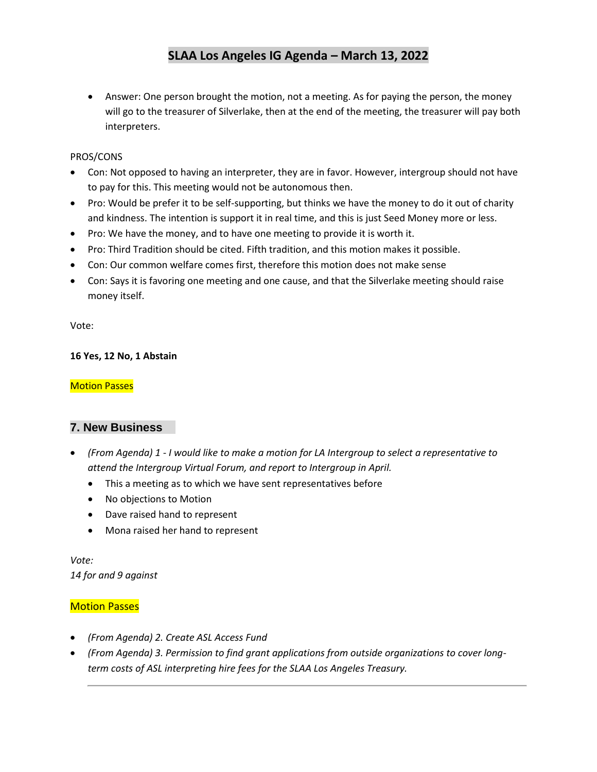- Answer: One person brought the motion, not a meeting. As for paying the person, the money will go to the treasurer of Silverlake, then at the end of the meeting, the treasurer will pay both interpreters.

PROS/CONS

- Con: Not opposed to having an interpreter, they are in favor. However, intergroup should not have to pay for this. This meeting would not be autonomous then.
- Pro: Would be prefer it to be self-supporting, but thinks we have the money to do it out of charity and kindness. The intention is support it in real time, and this is just Seed Money more or less.
- Pro: We have the money, and to have one meeting to provide it is worth it.
- Pro: Third Tradition should be cited. Fifth tradition, and this motion makes it possible.
- Con: Our common welfare comes first, therefore this motion does not make sense
- Con: Says it is favoring one meeting and one cause, and that the Silverlake meeting should raise money itself.

Vote:

**16 Yes, 12 No, 1 Abstain**

Motion Passes

## 7. New Business

- *(From Agenda) 1 - I would like to make a motion for LA Intergroup to select a representative to attend the Intergroup Virtual Forum, and report to Intergroup in April.*
  - This a meeting as to which we have sent representatives before
  - No objections to Motion
  - Dave raised hand to represent
  - Mona raised her hand to represent

*Vote:*
*14 for and 9 against*

Motion Passes

- *(From Agenda) 2. Create ASL Access Fund*
- *(From Agenda) 3. Permission to find grant applications from outside organizations to cover long-term costs of ASL interpreting hire fees for the SLAA Los Angeles Treasury.*

---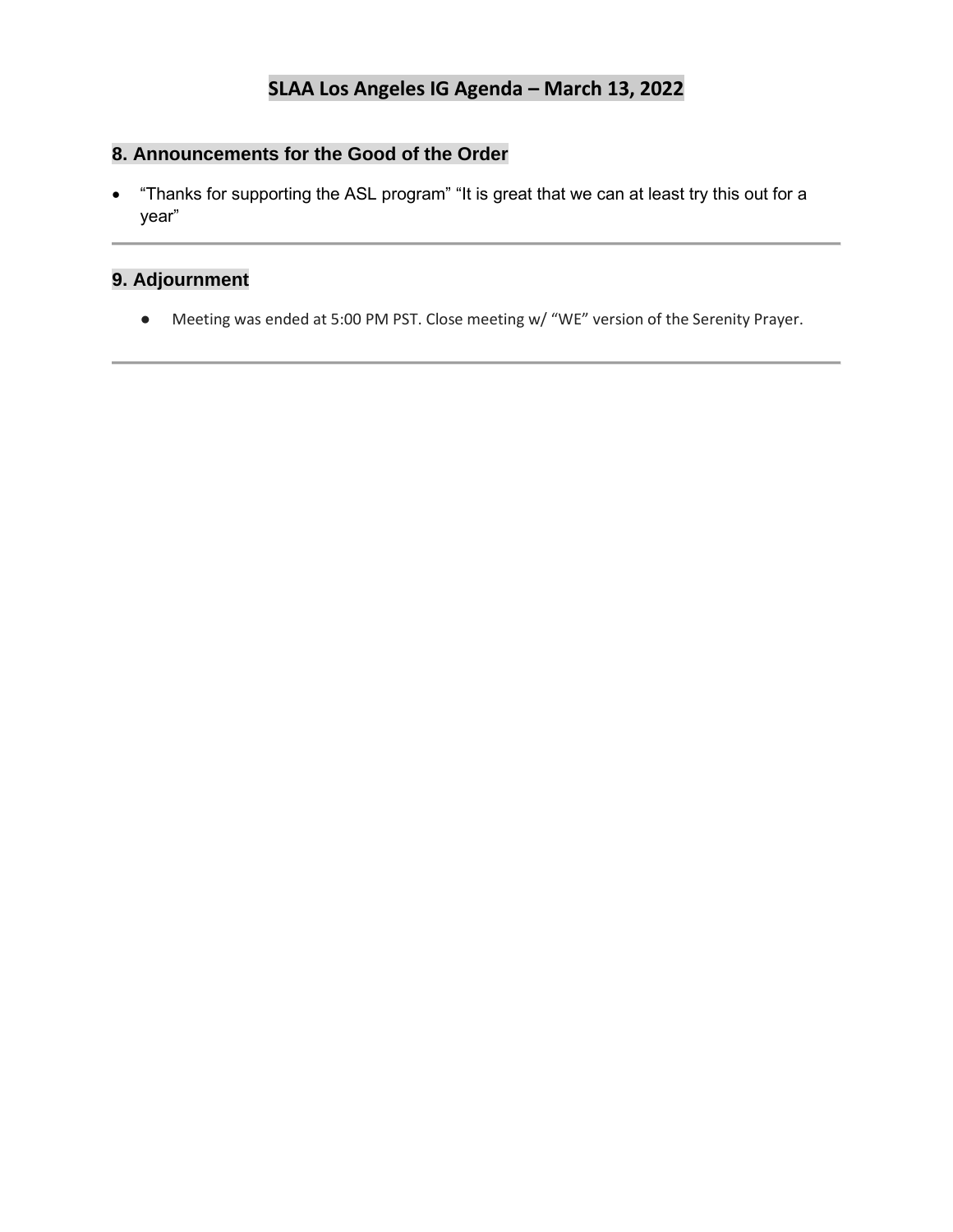# SLAA Los Angeles IG Agenda – March 13, 2022

## 8. Announcements for the Good of the Order

- "Thanks for supporting the ASL program" "It is great that we can at least try this out for a year"

---

## 9. Adjournment

- Meeting was ended at 5:00 PM PST. Close meeting w/ "WE" version of the Serenity Prayer.

---